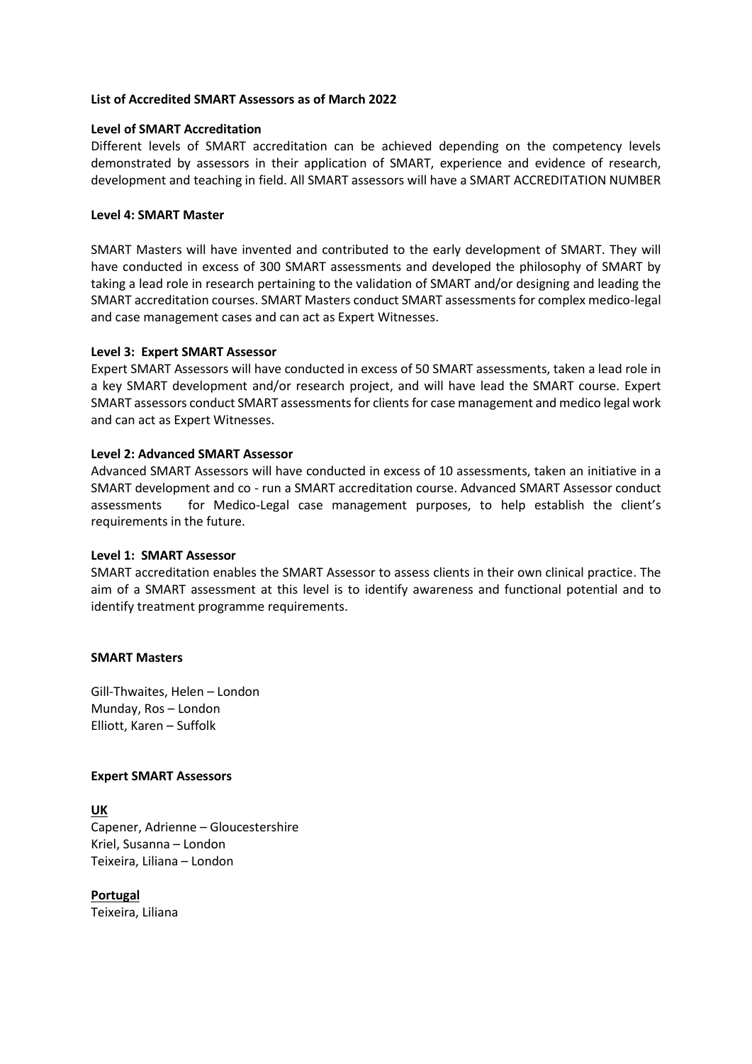**List of Accredited SMART Assessors as of March 2022**

**Level of SMART Accreditation**

Different levels of SMART accreditation can be achieved depending on the competency levels demonstrated by assessors in their application of SMART, experience and evidence of research, development and teaching in field. All SMART assessors will have a SMART ACCREDITATION NUMBER

**Level 4: SMART Master**

SMART Masters will have invented and contributed to the early development of SMART. They will have conducted in excess of 300 SMART assessments and developed the philosophy of SMART by taking a lead role in research pertaining to the validation of SMART and/or designing and leading the SMART accreditation courses. SMART Masters conduct SMART assessments for complex medico-legal and case management cases and can act as Expert Witnesses.

**Level 3: Expert SMART Assessor**

Expert SMART Assessors will have conducted in excess of 50 SMART assessments, taken a lead role in a key SMART development and/or research project, and will have lead the SMART course. Expert SMART assessors conduct SMART assessments for clients for case management and medico legal work and can act as Expert Witnesses.

**Level 2: Advanced SMART Assessor**

Advanced SMART Assessors will have conducted in excess of 10 assessments, taken an initiative in a SMART development and co - run a SMART accreditation course. Advanced SMART Assessor conduct assessments for Medico-Legal case management purposes, to help establish the client's requirements in the future.

**Level 1: SMART Assessor**

SMART accreditation enables the SMART Assessor to assess clients in their own clinical practice. The aim of a SMART assessment at this level is to identify awareness and functional potential and to identify treatment programme requirements.

**SMART Masters**

Gill-Thwaites, Helen – London
Munday, Ros – London
Elliott, Karen – Suffolk

**Expert SMART Assessors**

**UK**
Capener, Adrienne – Gloucestershire
Kriel, Susanna – London
Teixeira, Liliana – London

**Portugal**
Teixeira, Liliana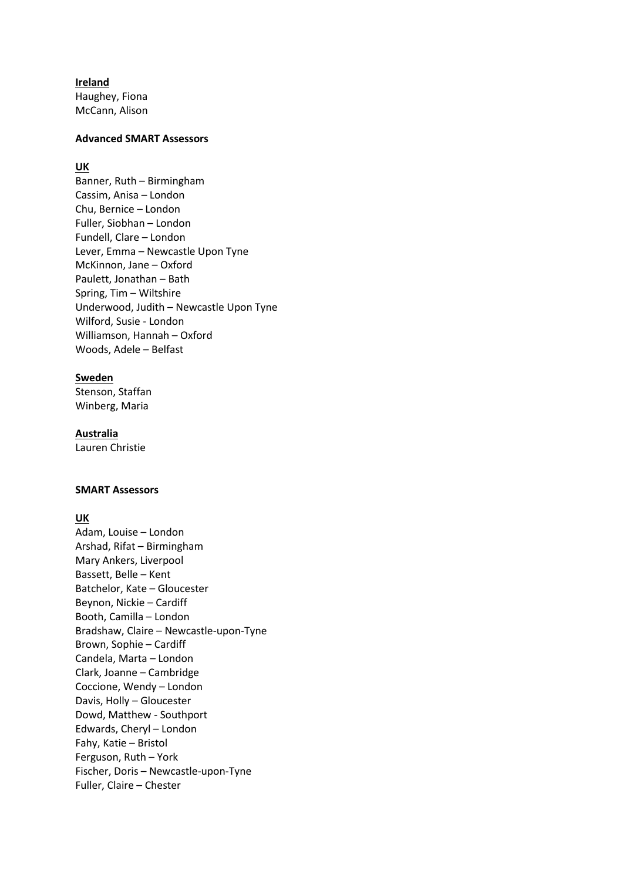**Ireland**

Haughey, Fiona
McCann, Alison

**Advanced SMART Assessors**

**UK**

Banner, Ruth – Birmingham
Cassim, Anisa – London
Chu, Bernice – London
Fuller, Siobhan – London
Fundell, Clare – London
Lever, Emma – Newcastle Upon Tyne
McKinnon, Jane – Oxford
Paulett, Jonathan – Bath
Spring, Tim – Wiltshire
Underwood, Judith – Newcastle Upon Tyne
Wilford, Susie - London
Williamson, Hannah – Oxford
Woods, Adele – Belfast

**Sweden**

Stenson, Staffan
Winberg, Maria

**Australia**

Lauren Christie

**SMART Assessors**

**UK**

Adam, Louise – London
Arshad, Rifat – Birmingham
Mary Ankers, Liverpool
Bassett, Belle – Kent
Batchelor, Kate – Gloucester
Beynon, Nickie – Cardiff
Booth, Camilla – London
Bradshaw, Claire – Newcastle-upon-Tyne
Brown, Sophie – Cardiff
Candela, Marta – London
Clark, Joanne – Cambridge
Coccione, Wendy – London
Davis, Holly – Gloucester
Dowd, Matthew - Southport
Edwards, Cheryl – London
Fahy, Katie – Bristol
Ferguson, Ruth – York
Fischer, Doris – Newcastle-upon-Tyne
Fuller, Claire – Chester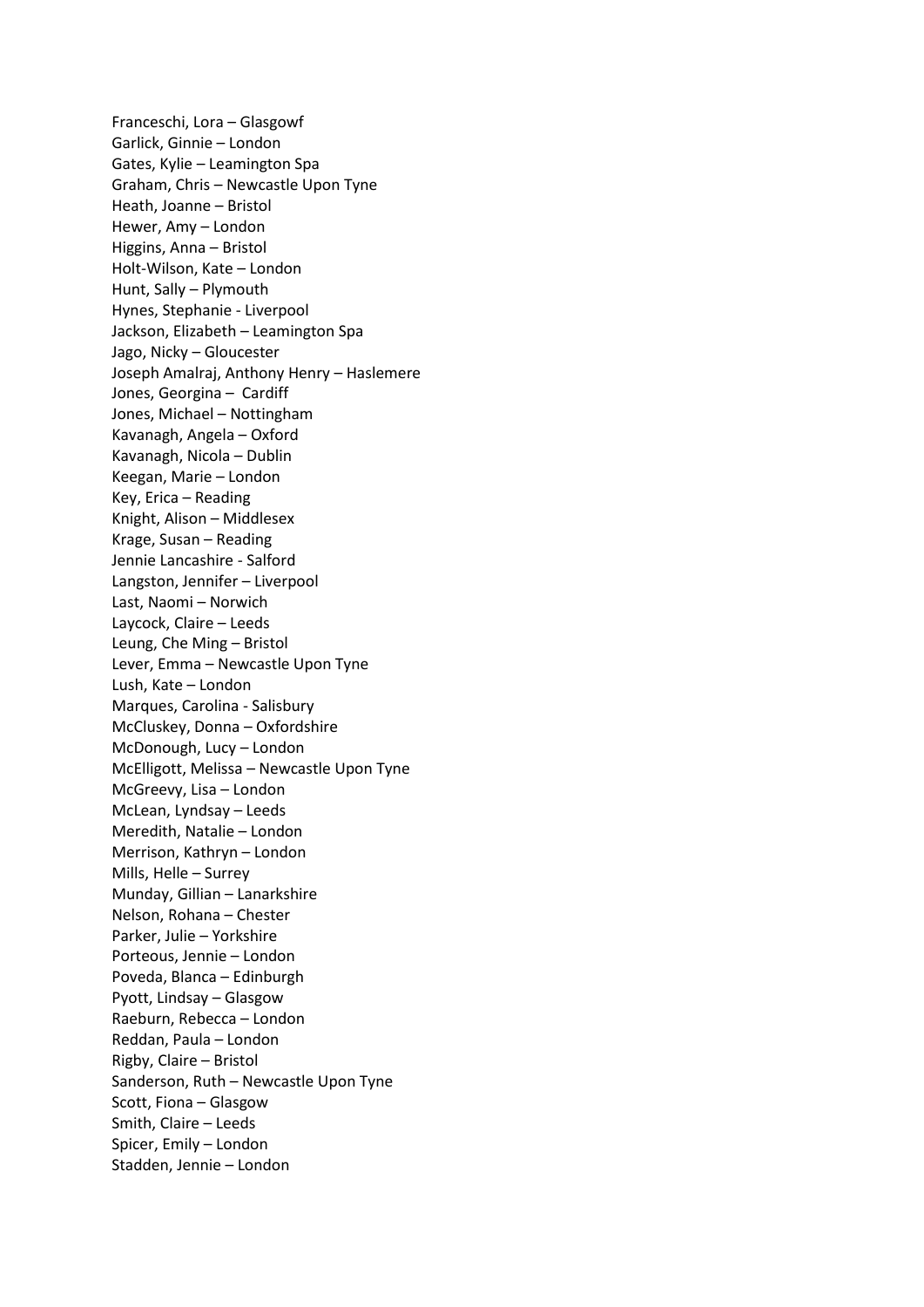Franceschi, Lora – Glasgowf
Garlick, Ginnie – London
Gates, Kylie – Leamington Spa
Graham, Chris – Newcastle Upon Tyne
Heath, Joanne – Bristol
Hewer, Amy – London
Higgins, Anna – Bristol
Holt-Wilson, Kate – London
Hunt, Sally – Plymouth
Hynes, Stephanie - Liverpool
Jackson, Elizabeth – Leamington Spa
Jago, Nicky – Gloucester
Joseph Amalraj, Anthony Henry – Haslemere
Jones, Georgina – Cardiff
Jones, Michael – Nottingham
Kavanagh, Angela – Oxford
Kavanagh, Nicola – Dublin
Keegan, Marie – London
Key, Erica – Reading
Knight, Alison – Middlesex
Krage, Susan – Reading
Jennie Lancashire - Salford
Langston, Jennifer – Liverpool
Last, Naomi – Norwich
Laycock, Claire – Leeds
Leung, Che Ming – Bristol
Lever, Emma – Newcastle Upon Tyne
Lush, Kate – London
Marques, Carolina - Salisbury
McCluskey, Donna – Oxfordshire
McDonough, Lucy – London
McElligott, Melissa – Newcastle Upon Tyne
McGreevy, Lisa – London
McLean, Lyndsay – Leeds
Meredith, Natalie – London
Merrison, Kathryn – London
Mills, Helle – Surrey
Munday, Gillian – Lanarkshire
Nelson, Rohana – Chester
Parker, Julie – Yorkshire
Porteous, Jennie – London
Poveda, Blanca – Edinburgh
Pyott, Lindsay – Glasgow
Raeburn, Rebecca – London
Reddan, Paula – London
Rigby, Claire – Bristol
Sanderson, Ruth – Newcastle Upon Tyne
Scott, Fiona – Glasgow
Smith, Claire – Leeds
Spicer, Emily – London
Stadden, Jennie – London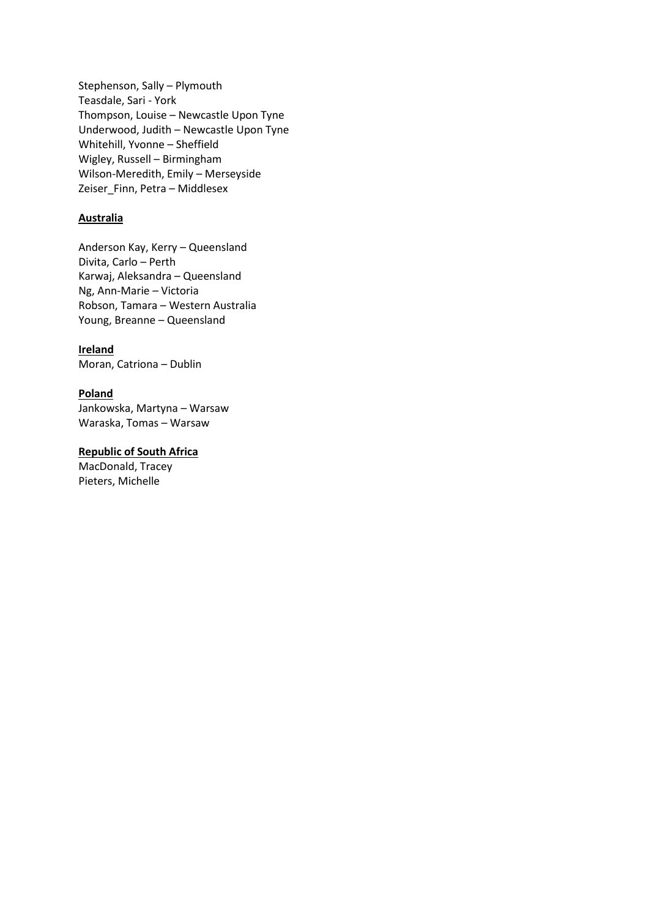Stephenson, Sally – Plymouth
Teasdale, Sari - York
Thompson, Louise – Newcastle Upon Tyne
Underwood, Judith – Newcastle Upon Tyne
Whitehill, Yvonne – Sheffield
Wigley, Russell – Birmingham
Wilson-Meredith, Emily – Merseyside
Zeiser_Finn, Petra – Middlesex

**Australia**

Anderson Kay, Kerry – Queensland
Divita, Carlo – Perth
Karwaj, Aleksandra – Queensland
Ng, Ann-Marie – Victoria
Robson, Tamara – Western Australia
Young, Breanne – Queensland

**Ireland**

Moran, Catriona – Dublin

**Poland**

Jankowska, Martyna – Warsaw
Waraska, Tomas – Warsaw

**Republic of South Africa**

MacDonald, Tracey
Pieters, Michelle